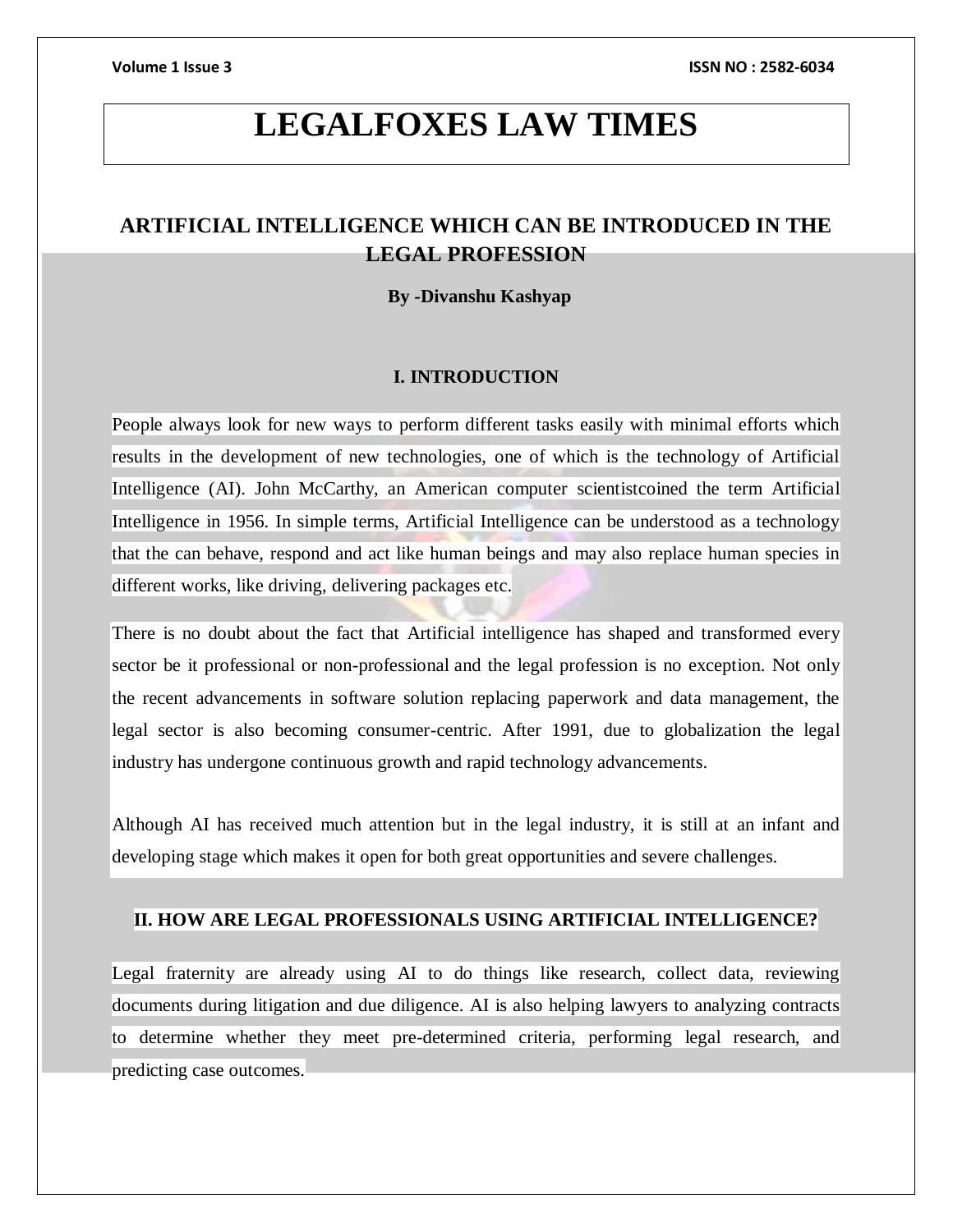# LEGALFOXES LAW TIMES

## ARTIFICIAL INTELLIGENCE WHICH CAN BE INTRODUCED IN THE LEGAL PROFESSION

**By -Divanshu Kashyap**

### I. INTRODUCTION

People always look for new ways to perform different tasks easily with minimal efforts which results in the development of new technologies, one of which is the technology of Artificial Intelligence (AI). John McCarthy, an American computer scientistcoined the term Artificial Intelligence in 1956. In simple terms, Artificial Intelligence can be understood as a technology that the can behave, respond and act like human beings and may also replace human species in different works, like driving, delivering packages etc.

There is no doubt about the fact that Artificial intelligence has shaped and transformed every sector be it professional or non-professional and the legal profession is no exception. Not only the recent advancements in software solution replacing paperwork and data management, the legal sector is also becoming consumer-centric. After 1991, due to globalization the legal industry has undergone continuous growth and rapid technology advancements.

Although AI has received much attention but in the legal industry, it is still at an infant and developing stage which makes it open for both great opportunities and severe challenges.

### II. HOW ARE LEGAL PROFESSIONALS USING ARTIFICIAL INTELLIGENCE?

Legal fraternity are already using AI to do things like research, collect data, reviewing documents during litigation and due diligence. AI is also helping lawyers to analyzing contracts to determine whether they meet pre-determined criteria, performing legal research, and predicting case outcomes.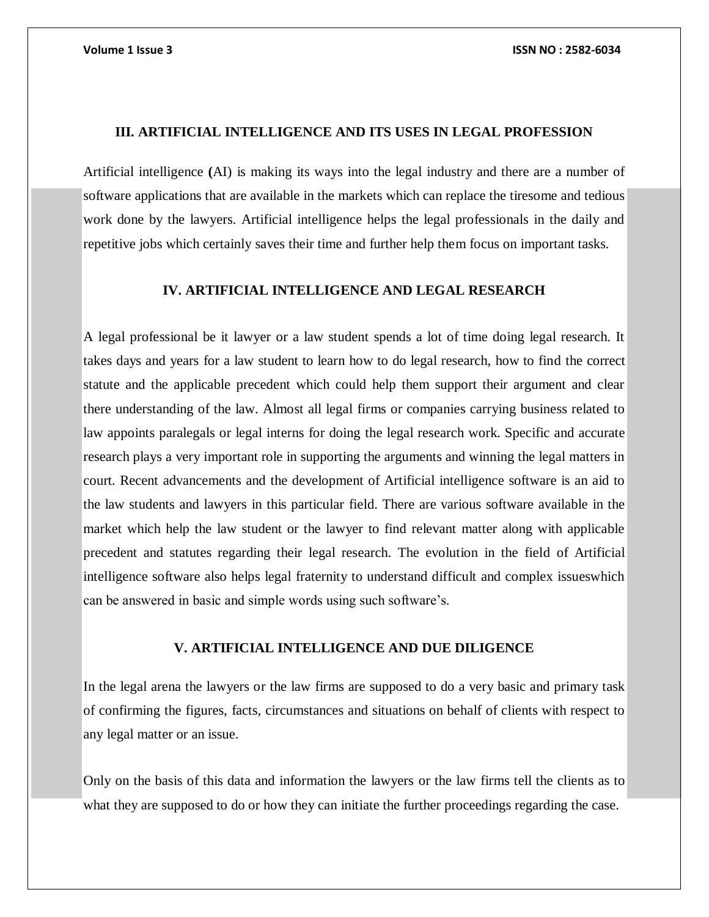## III. ARTIFICIAL INTELLIGENCE AND ITS USES IN LEGAL PROFESSION

Artificial intelligence **(**AI) is making its ways into the legal industry and there are a number of software applications that are available in the markets which can replace the tiresome and tedious work done by the lawyers. Artificial intelligence helps the legal professionals in the daily and repetitive jobs which certainly saves their time and further help them focus on important tasks.

## IV. ARTIFICIAL INTELLIGENCE AND LEGAL RESEARCH

A legal professional be it lawyer or a law student spends a lot of time doing legal research. It takes days and years for a law student to learn how to do legal research, how to find the correct statute and the applicable precedent which could help them support their argument and clear there understanding of the law. Almost all legal firms or companies carrying business related to law appoints paralegals or legal interns for doing the legal research work. Specific and accurate research plays a very important role in supporting the arguments and winning the legal matters in court. Recent advancements and the development of Artificial intelligence software is an aid to the law students and lawyers in this particular field. There are various software available in the market which help the law student or the lawyer to find relevant matter along with applicable precedent and statutes regarding their legal research. The evolution in the field of Artificial intelligence software also helps legal fraternity to understand difficult and complex issueswhich can be answered in basic and simple words using such software's.

## V. ARTIFICIAL INTELLIGENCE AND DUE DILIGENCE

In the legal arena the lawyers or the law firms are supposed to do a very basic and primary task of confirming the figures, facts, circumstances and situations on behalf of clients with respect to any legal matter or an issue.

Only on the basis of this data and information the lawyers or the law firms tell the clients as to what they are supposed to do or how they can initiate the further proceedings regarding the case.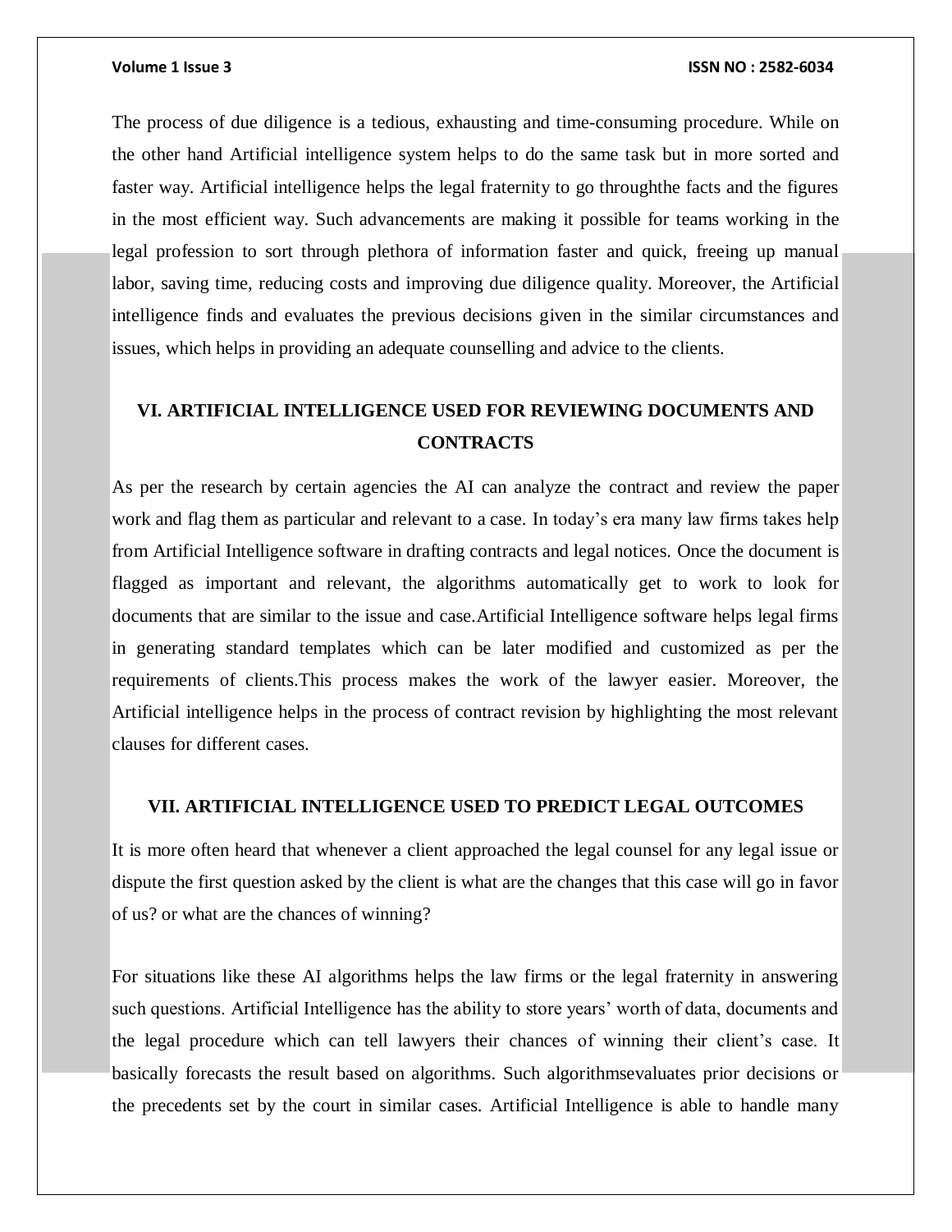The process of due diligence is a tedious, exhausting and time-consuming procedure. While on the other hand Artificial intelligence system helps to do the same task but in more sorted and faster way. Artificial intelligence helps the legal fraternity to go throughthe facts and the figures in the most efficient way. Such advancements are making it possible for teams working in the legal profession to sort through plethora of information faster and quick, freeing up manual labor, saving time, reducing costs and improving due diligence quality. Moreover, the Artificial intelligence finds and evaluates the previous decisions given in the similar circumstances and issues, which helps in providing an adequate counselling and advice to the clients.

## VI. ARTIFICIAL INTELLIGENCE USED FOR REVIEWING DOCUMENTS AND CONTRACTS

As per the research by certain agencies the AI can analyze the contract and review the paper work and flag them as particular and relevant to a case. In today's era many law firms takes help from Artificial Intelligence software in drafting contracts and legal notices. Once the document is flagged as important and relevant, the algorithms automatically get to work to look for documents that are similar to the issue and case.Artificial Intelligence software helps legal firms in generating standard templates which can be later modified and customized as per the requirements of clients.This process makes the work of the lawyer easier. Moreover, the Artificial intelligence helps in the process of contract revision by highlighting the most relevant clauses for different cases.

## VII. ARTIFICIAL INTELLIGENCE USED TO PREDICT LEGAL OUTCOMES

It is more often heard that whenever a client approached the legal counsel for any legal issue or dispute the first question asked by the client is what are the changes that this case will go in favor of us? or what are the chances of winning?

For situations like these AI algorithms helps the law firms or the legal fraternity in answering such questions. Artificial Intelligence has the ability to store years' worth of data, documents and the legal procedure which can tell lawyers their chances of winning their client's case. It basically forecasts the result based on algorithms. Such algorithmsevaluates prior decisions or the precedents set by the court in similar cases. Artificial Intelligence is able to handle many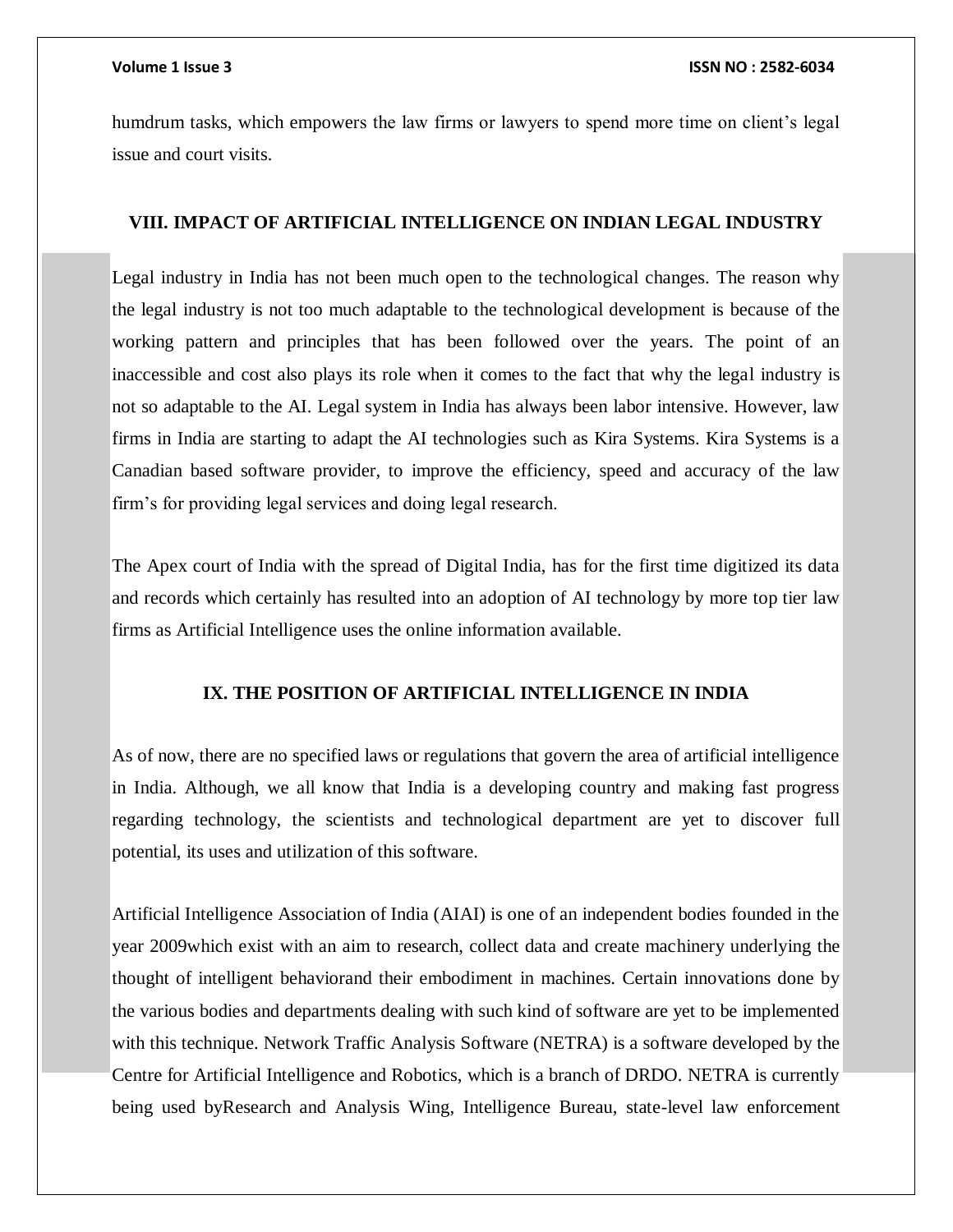humdrum tasks, which empowers the law firms or lawyers to spend more time on client's legal issue and court visits.

## VIII. IMPACT OF ARTIFICIAL INTELLIGENCE ON INDIAN LEGAL INDUSTRY

Legal industry in India has not been much open to the technological changes. The reason why the legal industry is not too much adaptable to the technological development is because of the working pattern and principles that has been followed over the years. The point of an inaccessible and cost also plays its role when it comes to the fact that why the legal industry is not so adaptable to the AI. Legal system in India has always been labor intensive. However, law firms in India are starting to adapt the AI technologies such as Kira Systems. Kira Systems is a Canadian based software provider, to improve the efficiency, speed and accuracy of the law firm's for providing legal services and doing legal research.

The Apex court of India with the spread of Digital India, has for the first time digitized its data and records which certainly has resulted into an adoption of AI technology by more top tier law firms as Artificial Intelligence uses the online information available.

## IX. THE POSITION OF ARTIFICIAL INTELLIGENCE IN INDIA

As of now, there are no specified laws or regulations that govern the area of artificial intelligence in India. Although, we all know that India is a developing country and making fast progress regarding technology, the scientists and technological department are yet to discover full potential, its uses and utilization of this software.

Artificial Intelligence Association of India (AIAI) is one of an independent bodies founded in the year 2009which exist with an aim to research, collect data and create machinery underlying the thought of intelligent behaviorand their embodiment in machines. Certain innovations done by the various bodies and departments dealing with such kind of software are yet to be implemented with this technique. Network Traffic Analysis Software (NETRA) is a software developed by the Centre for Artificial Intelligence and Robotics, which is a branch of DRDO. NETRA is currently being used byResearch and Analysis Wing, Intelligence Bureau, state-level law enforcement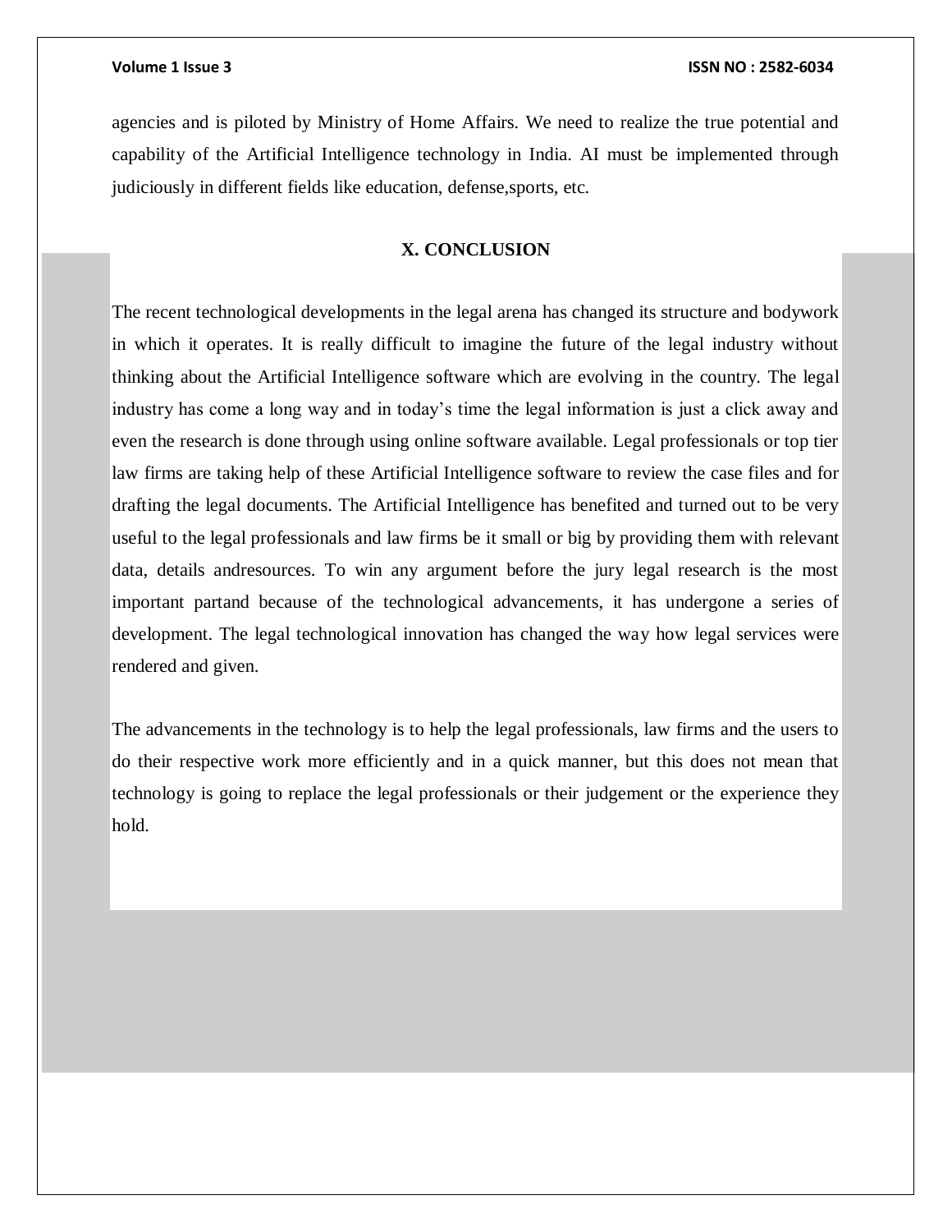agencies and is piloted by Ministry of Home Affairs. We need to realize the true potential and capability of the Artificial Intelligence technology in India. AI must be implemented through judiciously in different fields like education, defense,sports, etc.

## X. CONCLUSION

The recent technological developments in the legal arena has changed its structure and bodywork in which it operates. It is really difficult to imagine the future of the legal industry without thinking about the Artificial Intelligence software which are evolving in the country. The legal industry has come a long way and in today's time the legal information is just a click away and even the research is done through using online software available. Legal professionals or top tier law firms are taking help of these Artificial Intelligence software to review the case files and for drafting the legal documents. The Artificial Intelligence has benefited and turned out to be very useful to the legal professionals and law firms be it small or big by providing them with relevant data, details andresources. To win any argument before the jury legal research is the most important partand because of the technological advancements, it has undergone a series of development. The legal technological innovation has changed the way how legal services were rendered and given.

The advancements in the technology is to help the legal professionals, law firms and the users to do their respective work more efficiently and in a quick manner, but this does not mean that technology is going to replace the legal professionals or their judgement or the experience they hold.